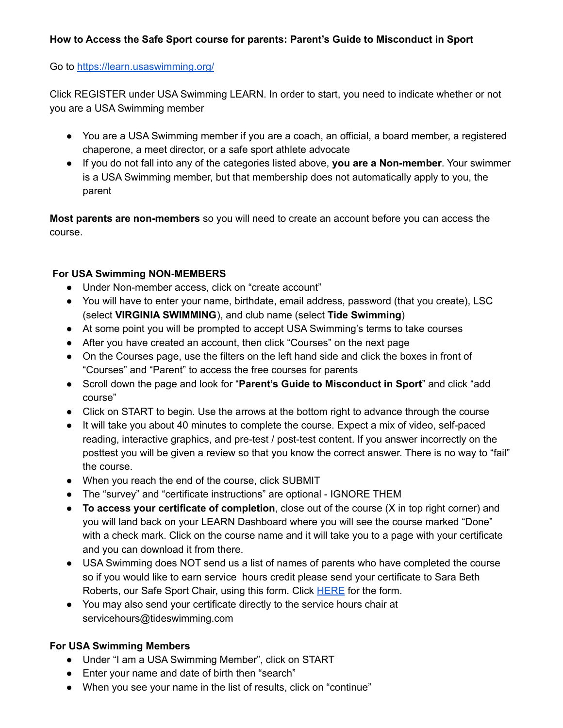**How to Access the Safe Sport course for parents: Parent's Guide to Misconduct in Sport**

Go to [https://learn.usaswimming.org/](https://learn.usaswimming.org/)

Click REGISTER under USA Swimming LEARN. In order to start, you need to indicate whether or not you are a USA Swimming member

- You are a USA Swimming member if you are a coach, an official, a board member, a registered chaperone, a meet director, or a safe sport athlete advocate
- If you do not fall into any of the categories listed above, **you are a Non-member**. Your swimmer is a USA Swimming member, but that membership does not automatically apply to you, the parent

**Most parents are non-members** so you will need to create an account before you can access the course.

**For USA Swimming NON-MEMBERS**

- Under Non-member access, click on "create account"
- You will have to enter your name, birthdate, email address, password (that you create), LSC (select **VIRGINIA SWIMMING**), and club name (select **Tide Swimming**)
- At some point you will be prompted to accept USA Swimming's terms to take courses
- After you have created an account, then click "Courses" on the next page
- On the Courses page, use the filters on the left hand side and click the boxes in front of "Courses" and "Parent" to access the free courses for parents
- Scroll down the page and look for "**Parent's Guide to Misconduct in Sport**" and click "add course"
- Click on START to begin. Use the arrows at the bottom right to advance through the course
- It will take you about 40 minutes to complete the course. Expect a mix of video, self-paced reading, interactive graphics, and pre-test / post-test content. If you answer incorrectly on the posttest you will be given a review so that you know the correct answer. There is no way to "fail" the course.
- When you reach the end of the course, click SUBMIT
- The "survey" and "certificate instructions" are optional - IGNORE THEM
- **To access your certificate of completion**, close out of the course (X in top right corner) and you will land back on your LEARN Dashboard where you will see the course marked "Done" with a check mark. Click on the course name and it will take you to a page with your certificate and you can download it from there.
- USA Swimming does NOT send us a list of names of parents who have completed the course so if you would like to earn service hours credit please send your certificate to Sara Beth Roberts, our Safe Sport Chair, using this form. Click [HERE](#) for the form.
- You may also send your certificate directly to the service hours chair at servicehours@tideswimming.com

**For USA Swimming Members**

- Under "I am a USA Swimming Member", click on START
- Enter your name and date of birth then "search"
- When you see your name in the list of results, click on "continue"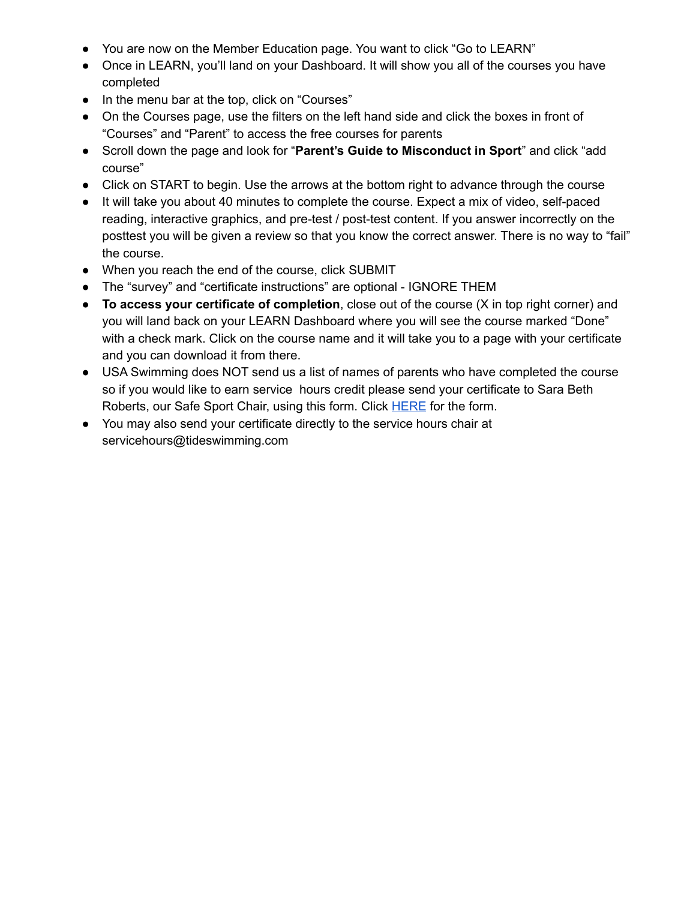- You are now on the Member Education page. You want to click “Go to LEARN”
- Once in LEARN, you’ll land on your Dashboard. It will show you all of the courses you have completed
- In the menu bar at the top, click on “Courses”
- On the Courses page, use the filters on the left hand side and click the boxes in front of “Courses” and “Parent” to access the free courses for parents
- Scroll down the page and look for “**Parent’s Guide to Misconduct in Sport**” and click “add course”
- Click on START to begin. Use the arrows at the bottom right to advance through the course
- It will take you about 40 minutes to complete the course. Expect a mix of video, self-paced reading, interactive graphics, and pre-test / post-test content. If you answer incorrectly on the posttest you will be given a review so that you know the correct answer. There is no way to “fail” the course.
- When you reach the end of the course, click SUBMIT
- The “survey” and “certificate instructions” are optional - IGNORE THEM
- **To access your certificate of completion**, close out of the course (X in top right corner) and you will land back on your LEARN Dashboard where you will see the course marked “Done” with a check mark. Click on the course name and it will take you to a page with your certificate and you can download it from there.
- USA Swimming does NOT send us a list of names of parents who have completed the course so if you would like to earn service hours credit please send your certificate to Sara Beth Roberts, our Safe Sport Chair, using this form. Click HERE for the form.
- You may also send your certificate directly to the service hours chair at servicehours@tideswimming.com